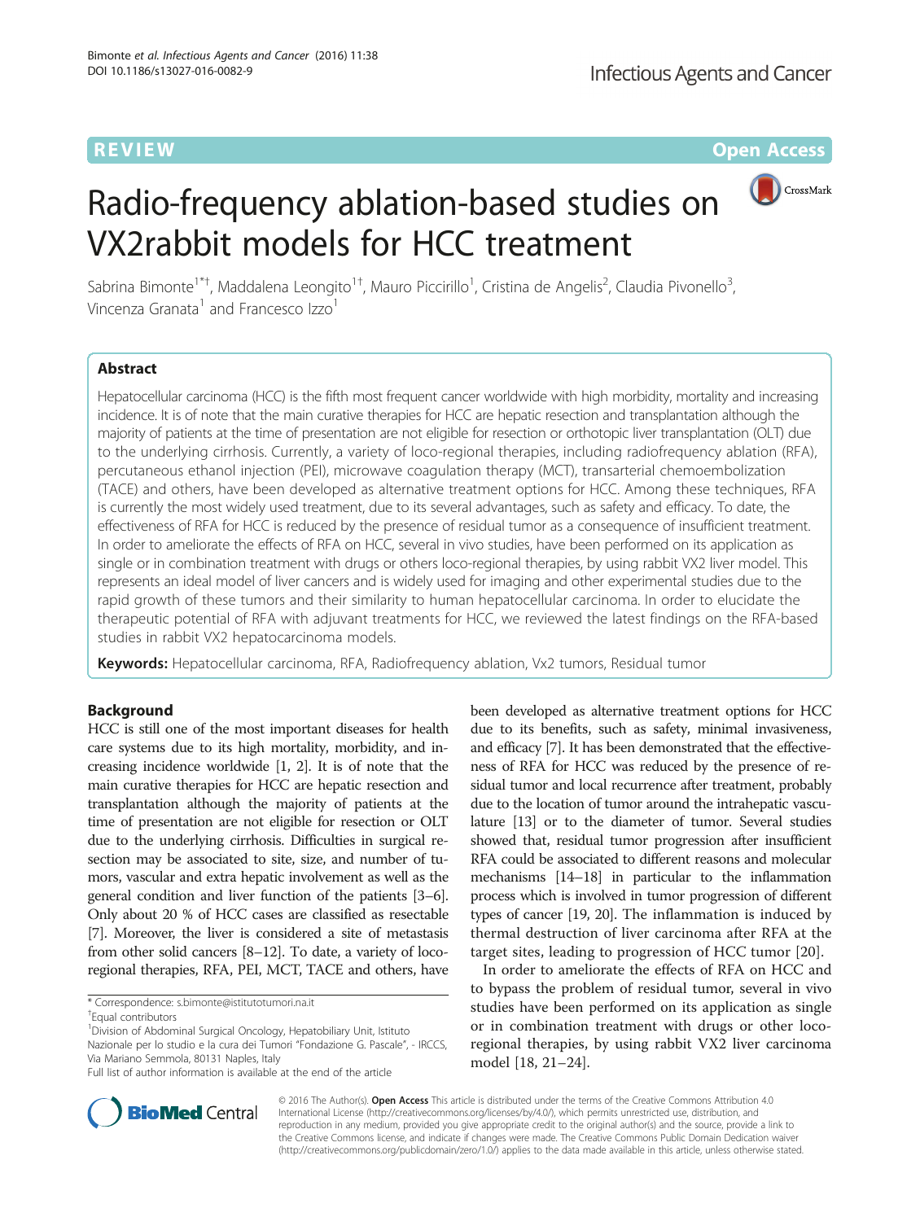REVIEW

Open Access

# Radio-frequency ablation-based studies on VX2rabbit models for HCC treatment

Sabrina Bimonte[1*†], Maddalena Leongito[1†], Mauro Piccirillo[1], Cristina de Angelis[2], Claudia Pivonello[3], Vincenza Granata[1] and Francesco Izzo[1]

## Abstract

Hepatocellular carcinoma (HCC) is the fifth most frequent cancer worldwide with high morbidity, mortality and increasing incidence. It is of note that the main curative therapies for HCC are hepatic resection and transplantation although the majority of patients at the time of presentation are not eligible for resection or orthotopic liver transplantation (OLT) due to the underlying cirrhosis. Currently, a variety of loco-regional therapies, including radiofrequency ablation (RFA), percutaneous ethanol injection (PEI), microwave coagulation therapy (MCT), transarterial chemoembolization (TACE) and others, have been developed as alternative treatment options for HCC. Among these techniques, RFA is currently the most widely used treatment, due to its several advantages, such as safety and efficacy. To date, the effectiveness of RFA for HCC is reduced by the presence of residual tumor as a consequence of insufficient treatment. In order to ameliorate the effects of RFA on HCC, several in vivo studies, have been performed on its application as single or in combination treatment with drugs or others loco-regional therapies, by using rabbit VX2 liver model. This represents an ideal model of liver cancers and is widely used for imaging and other experimental studies due to the rapid growth of these tumors and their similarity to human hepatocellular carcinoma. In order to elucidate the therapeutic potential of RFA with adjuvant treatments for HCC, we reviewed the latest findings on the RFA-based studies in rabbit VX2 hepatocarcinoma models.

**Keywords:** Hepatocellular carcinoma, RFA, Radiofrequency ablation, Vx2 tumors, Residual tumor

## Background

HCC is still one of the most important diseases for health care systems due to its high mortality, morbidity, and increasing incidence worldwide [1, 2]. It is of note that the main curative therapies for HCC are hepatic resection and transplantation although the majority of patients at the time of presentation are not eligible for resection or OLT due to the underlying cirrhosis. Difficulties in surgical resection may be associated to site, size, and number of tumors, vascular and extra hepatic involvement as well as the general condition and liver function of the patients [3–6]. Only about 20 % of HCC cases are classified as resectable [7]. Moreover, the liver is considered a site of metastasis from other solid cancers [8–12]. To date, a variety of loco-regional therapies, RFA, PEI, MCT, TACE and others, have been developed as alternative treatment options for HCC due to its benefits, such as safety, minimal invasiveness, and efficacy [7]. It has been demonstrated that the effectiveness of RFA for HCC was reduced by the presence of residual tumor and local recurrence after treatment, probably due to the location of tumor around the intrahepatic vasculature [13] or to the diameter of tumor. Several studies showed that, residual tumor progression after insufficient RFA could be associated to different reasons and molecular mechanisms [14–18] in particular to the inflammation process which is involved in tumor progression of different types of cancer [19, 20]. The inflammation is induced by thermal destruction of liver carcinoma after RFA at the target sites, leading to progression of HCC tumor [20].

In order to ameliorate the effects of RFA on HCC and to bypass the problem of residual tumor, several in vivo studies have been performed on its application as single or in combination treatment with drugs or other loco-regional therapies, by using rabbit VX2 liver carcinoma model [18, 21–24].

* Correspondence: s.bimonte@istitutotumori.na.it

†Equal contributors

[1]Division of Abdominal Surgical Oncology, Hepatobiliary Unit, Istituto Nazionale per lo studio e la cura dei Tumori "Fondazione G. Pascale", - IRCCS, Via Mariano Semmola, 80131 Naples, Italy

Full list of author information is available at the end of the article

© 2016 The Author(s). **Open Access** This article is distributed under the terms of the Creative Commons Attribution 4.0 International License (http://creativecommons.org/licenses/by/4.0/), which permits unrestricted use, distribution, and reproduction in any medium, provided you give appropriate credit to the original author(s) and the source, provide a link to the Creative Commons license, and indicate if changes were made. The Creative Commons Public Domain Dedication waiver (http://creativecommons.org/publicdomain/zero/1.0/) applies to the data made available in this article, unless otherwise stated.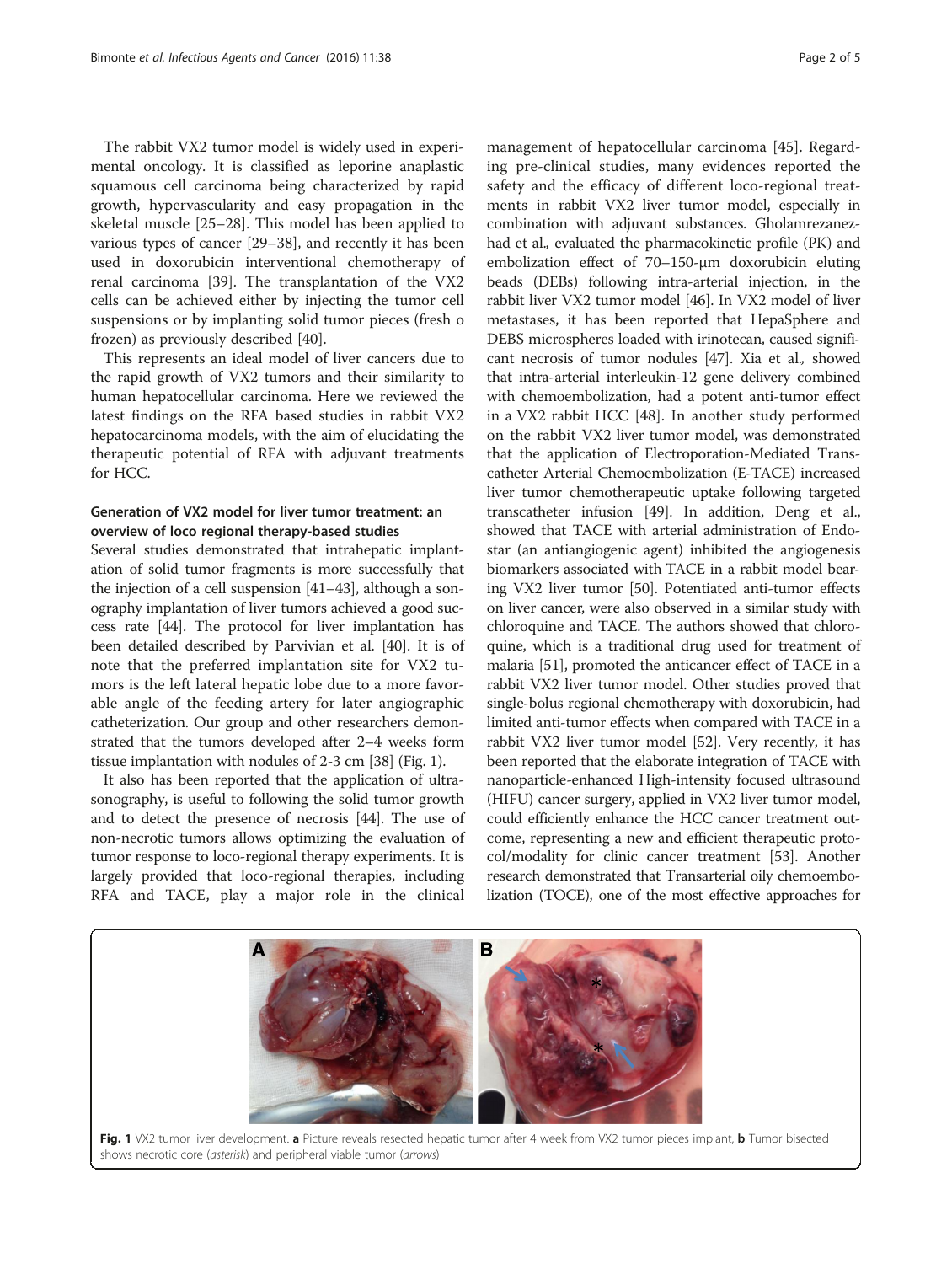The rabbit VX2 tumor model is widely used in experimental oncology. It is classified as leporine anaplastic squamous cell carcinoma being characterized by rapid growth, hypervascularity and easy propagation in the skeletal muscle [25–28]. This model has been applied to various types of cancer [29–38], and recently it has been used in doxorubicin interventional chemotherapy of renal carcinoma [39]. The transplantation of the VX2 cells can be achieved either by injecting the tumor cell suspensions or by implanting solid tumor pieces (fresh o frozen) as previously described [40].

This represents an ideal model of liver cancers due to the rapid growth of VX2 tumors and their similarity to human hepatocellular carcinoma. Here we reviewed the latest findings on the RFA based studies in rabbit VX2 hepatocarcinoma models, with the aim of elucidating the therapeutic potential of RFA with adjuvant treatments for HCC.

## Generation of VX2 model for liver tumor treatment: an overview of loco regional therapy-based studies

Several studies demonstrated that intrahepatic implantation of solid tumor fragments is more successfully that the injection of a cell suspension [41–43], although a sonography implantation of liver tumors achieved a good success rate [44]. The protocol for liver implantation has been detailed described by Parvivian et al. [40]. It is of note that the preferred implantation site for VX2 tumors is the left lateral hepatic lobe due to a more favorable angle of the feeding artery for later angiographic catheterization. Our group and other researchers demonstrated that the tumors developed after 2–4 weeks form tissue implantation with nodules of 2-3 cm [38] (Fig. 1).

It also has been reported that the application of ultrasonography, is useful to following the solid tumor growth and to detect the presence of necrosis [44]. The use of non-necrotic tumors allows optimizing the evaluation of tumor response to loco-regional therapy experiments. It is largely provided that loco-regional therapies, including RFA and TACE, play a major role in the clinical management of hepatocellular carcinoma [45]. Regarding pre-clinical studies, many evidences reported the safety and the efficacy of different loco-regional treatments in rabbit VX2 liver tumor model, especially in combination with adjuvant substances. Gholamrezanezhad et al., evaluated the pharmacokinetic profile (PK) and embolization effect of 70–150-μm doxorubicin eluting beads (DEBs) following intra-arterial injection, in the rabbit liver VX2 tumor model [46]. In VX2 model of liver metastases, it has been reported that HepaSphere and DEBS microspheres loaded with irinotecan, caused significant necrosis of tumor nodules [47]. Xia et al., showed that intra-arterial interleukin-12 gene delivery combined with chemoembolization, had a potent anti-tumor effect in a VX2 rabbit HCC [48]. In another study performed on the rabbit VX2 liver tumor model, was demonstrated that the application of Electroporation-Mediated Transcatheter Arterial Chemoembolization (E-TACE) increased liver tumor chemotherapeutic uptake following targeted transcatheter infusion [49]. In addition, Deng et al., showed that TACE with arterial administration of Endostar (an antiangiogenic agent) inhibited the angiogenesis biomarkers associated with TACE in a rabbit model bearing VX2 liver tumor [50]. Potentiated anti-tumor effects on liver cancer, were also observed in a similar study with chloroquine and TACE. The authors showed that chloroquine, which is a traditional drug used for treatment of malaria [51], promoted the anticancer effect of TACE in a rabbit VX2 liver tumor model. Other studies proved that single-bolus regional chemotherapy with doxorubicin, had limited anti-tumor effects when compared with TACE in a rabbit VX2 liver tumor model [52]. Very recently, it has been reported that the elaborate integration of TACE with nanoparticle-enhanced High-intensity focused ultrasound (HIFU) cancer surgery, applied in VX2 liver tumor model, could efficiently enhance the HCC cancer treatment outcome, representing a new and efficient therapeutic protocol/modality for clinic cancer treatment [53]. Another research demonstrated that Transarterial oily chemoembolization (TOCE), one of the most effective approaches for

**Fig. 1** VX2 tumor liver development. **a** Picture reveals resected hepatic tumor after 4 week from VX2 tumor pieces implant, **b** Tumor bisected shows necrotic core (*asterisk*) and peripheral viable tumor (*arrows*)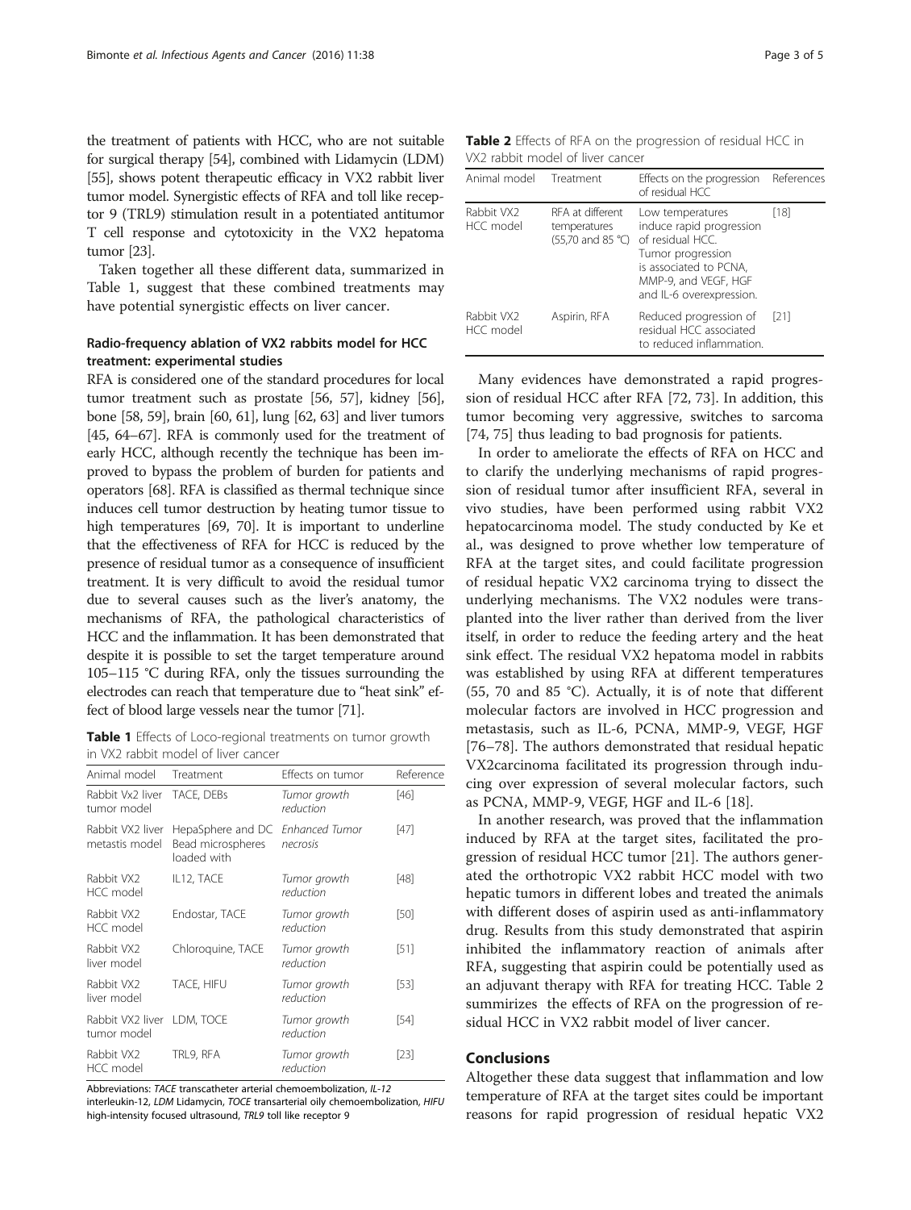the treatment of patients with HCC, who are not suitable for surgical therapy [54], combined with Lidamycin (LDM) [55], shows potent therapeutic efficacy in VX2 rabbit liver tumor model. Synergistic effects of RFA and toll like receptor 9 (TRL9) stimulation result in a potentiated antitumor T cell response and cytotoxicity in the VX2 hepatoma tumor [23].

Taken together all these different data, summarized in Table 1, suggest that these combined treatments may have potential synergistic effects on liver cancer.

## Radio-frequency ablation of VX2 rabbits model for HCC treatment: experimental studies

RFA is considered one of the standard procedures for local tumor treatment such as prostate [56, 57], kidney [56], bone [58, 59], brain [60, 61], lung [62, 63] and liver tumors [45, 64–67]. RFA is commonly used for the treatment of early HCC, although recently the technique has been improved to bypass the problem of burden for patients and operators [68]. RFA is classified as thermal technique since induces cell tumor destruction by heating tumor tissue to high temperatures [69, 70]. It is important to underline that the effectiveness of RFA for HCC is reduced by the presence of residual tumor as a consequence of insufficient treatment. It is very difficult to avoid the residual tumor due to several causes such as the liver's anatomy, the mechanisms of RFA, the pathological characteristics of HCC and the inflammation. It has been demonstrated that despite it is possible to set the target temperature around 105–115 °C during RFA, only the tissues surrounding the electrodes can reach that temperature due to "heat sink" effect of blood large vessels near the tumor [71].

**Table 1** Effects of Loco-regional treatments on tumor growth in VX2 rabbit model of liver cancer

| Animal model | Treatment | Effects on tumor | Reference |
|---|---|---|---|
| Rabbit Vx2 liver tumor model | TACE, DEBs | *Tumor growth reduction* | [46] |
| Rabbit VX2 liver metastis model | HepaSphere and DC Bead microspheres loaded with | *Enhanced Tumor necrosis* | [47] |
| Rabbit VX2 HCC model | IL12, TACE | *Tumor growth reduction* | [48] |
| Rabbit VX2 HCC model | Endostar, TACE | *Tumor growth reduction* | [50] |
| Rabbit VX2 liver model | Chloroquine, TACE | *Tumor growth reduction* | [51] |
| Rabbit VX2 liver model | TACE, HIFU | *Tumor growth reduction* | [53] |
| Rabbit VX2 liver tumor model | LDM, TOCE | *Tumor growth reduction* | [54] |
| Rabbit VX2 HCC model | TRL9, RFA | *Tumor growth reduction* | [23] |

Abbreviations: *TACE* transcatheter arterial chemoembolization, *IL-12* interleukin-12, *LDM* Lidamycin, *TOCE* transarterial oily chemoembolization, *HIFU* high-intensity focused ultrasound, *TRL9* toll like receptor 9

**Table 2** Effects of RFA on the progression of residual HCC in VX2 rabbit model of liver cancer

| Animal model | Treatment | Effects on the progression of residual HCC | References |
|---|---|---|---|
| Rabbit VX2 HCC model | RFA at different temperatures (55,70 and 85 °C) | Low temperatures induce rapid progression of residual HCC. Tumor progression is associated to PCNA, MMP-9, and VEGF, HGF and IL-6 overexpression. | [18] |
| Rabbit VX2 HCC model | Aspirin, RFA | Reduced progression of residual HCC associated to reduced inflammation. | [21] |

Many evidences have demonstrated a rapid progression of residual HCC after RFA [72, 73]. In addition, this tumor becoming very aggressive, switches to sarcoma [74, 75] thus leading to bad prognosis for patients.

In order to ameliorate the effects of RFA on HCC and to clarify the underlying mechanisms of rapid progression of residual tumor after insufficient RFA, several in vivo studies, have been performed using rabbit VX2 hepatocarcinoma model. The study conducted by Ke et al., was designed to prove whether low temperature of RFA at the target sites, and could facilitate progression of residual hepatic VX2 carcinoma trying to dissect the underlying mechanisms. The VX2 nodules were transplanted into the liver rather than derived from the liver itself, in order to reduce the feeding artery and the heat sink effect. The residual VX2 hepatoma model in rabbits was established by using RFA at different temperatures (55, 70 and 85 °C). Actually, it is of note that different molecular factors are involved in HCC progression and metastasis, such as IL-6, PCNA, MMP-9, VEGF, HGF [76–78]. The authors demonstrated that residual hepatic VX2carcinoma facilitated its progression through inducing over expression of several molecular factors, such as PCNA, MMP-9, VEGF, HGF and IL-6 [18].

In another research, was proved that the inflammation induced by RFA at the target sites, facilitated the progression of residual HCC tumor [21]. The authors generated the orthotopic VX2 rabbit HCC model with two hepatic tumors in different lobes and treated the animals with different doses of aspirin used as anti-inflammatory drug. Results from this study demonstrated that aspirin inhibited the inflammatory reaction of animals after RFA, suggesting that aspirin could be potentially used as an adjuvant therapy with RFA for treating HCC. Table 2 summirizes the effects of RFA on the progression of residual HCC in VX2 rabbit model of liver cancer.

## Conclusions

Altogether these data suggest that inflammation and low temperature of RFA at the target sites could be important reasons for rapid progression of residual hepatic VX2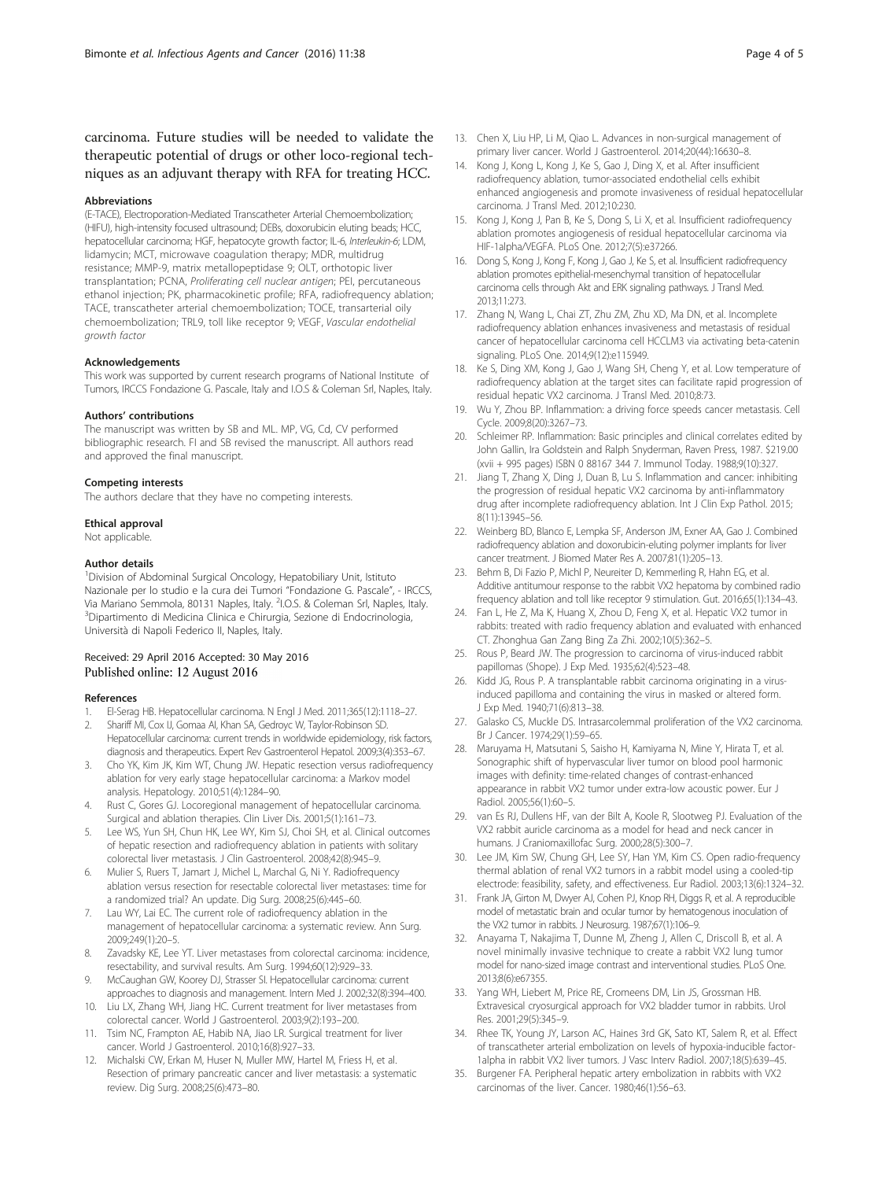carcinoma. Future studies will be needed to validate the therapeutic potential of drugs or other loco-regional techniques as an adjuvant therapy with RFA for treating HCC.

#### Abbreviations

(E-TACE), Electroporation-Mediated Transcatheter Arterial Chemoembolization; (HIFU), high-intensity focused ultrasound; DEBs, doxorubicin eluting beads; HCC, hepatocellular carcinoma; HGF, hepatocyte growth factor; IL-6, *Interleukin-6;* LDM, lidamycin; MCT, microwave coagulation therapy; MDR, multidrug resistance; MMP-9, matrix metallopeptidase 9; OLT, orthotopic liver transplantation; PCNA, *Proliferating cell nuclear antigen*; PEI, percutaneous ethanol injection; PK, pharmacokinetic profile; RFA, radiofrequency ablation; TACE, transcatheter arterial chemoembolization; TOCE, transarterial oily chemoembolization; TRL9, toll like receptor 9; VEGF, *Vascular endothelial growth factor*

#### Acknowledgements

This work was supported by current research programs of National Institute of Tumors, IRCCS Fondazione G. Pascale, Italy and I.O.S & Coleman Srl, Naples, Italy.

#### Authors' contributions

The manuscript was written by SB and ML. MP, VG, Cd, CV performed bibliographic research. FI and SB revised the manuscript. All authors read and approved the final manuscript.

#### Competing interests

The authors declare that they have no competing interests.

#### Ethical approval

Not applicable.

#### Author details

[1]Division of Abdominal Surgical Oncology, Hepatobiliary Unit, Istituto Nazionale per lo studio e la cura dei Tumori "Fondazione G. Pascale", - IRCCS, Via Mariano Semmola, 80131 Naples, Italy. [2]I.O.S. & Coleman Srl, Naples, Italy. [3]Dipartimento di Medicina Clinica e Chirurgia, Sezione di Endocrinologia, Università di Napoli Federico II, Naples, Italy.

Received: 29 April 2016 Accepted: 30 May 2016
Published online: 12 August 2016

#### References

1. El-Serag HB. Hepatocellular carcinoma. N Engl J Med. 2011;365(12):1118–27.
2. Shariff MI, Cox IJ, Gomaa AI, Khan SA, Gedroyc W, Taylor-Robinson SD. Hepatocellular carcinoma: current trends in worldwide epidemiology, risk factors, diagnosis and therapeutics. Expert Rev Gastroenterol Hepatol. 2009;3(4):353–67.
3. Cho YK, Kim JK, Kim WT, Chung JW. Hepatic resection versus radiofrequency ablation for very early stage hepatocellular carcinoma: a Markov model analysis. Hepatology. 2010;51(4):1284–90.
4. Rust C, Gores GJ. Locoregional management of hepatocellular carcinoma. Surgical and ablation therapies. Clin Liver Dis. 2001;5(1):161–73.
5. Lee WS, Yun SH, Chun HK, Lee WY, Kim SJ, Choi SH, et al. Clinical outcomes of hepatic resection and radiofrequency ablation in patients with solitary colorectal liver metastasis. J Clin Gastroenterol. 2008;42(8):945–9.
6. Mulier S, Ruers T, Jamart J, Michel L, Marchal G, Ni Y. Radiofrequency ablation versus resection for resectable colorectal liver metastases: time for a randomized trial? An update. Dig Surg. 2008;25(6):445–60.
7. Lau WY, Lai EC. The current role of radiofrequency ablation in the management of hepatocellular carcinoma: a systematic review. Ann Surg. 2009;249(1):20–5.
8. Zavadsky KE, Lee YT. Liver metastases from colorectal carcinoma: incidence, resectability, and survival results. Am Surg. 1994;60(12):929–33.
9. McCaughan GW, Koorey DJ, Strasser SI. Hepatocellular carcinoma: current approaches to diagnosis and management. Intern Med J. 2002;32(8):394–400.
10. Liu LX, Zhang WH, Jiang HC. Current treatment for liver metastases from colorectal cancer. World J Gastroenterol. 2003;9(2):193–200.
11. Tsim NC, Frampton AE, Habib NA, Jiao LR. Surgical treatment for liver cancer. World J Gastroenterol. 2010;16(8):927–33.
12. Michalski CW, Erkan M, Huser N, Muller MW, Hartel M, Friess H, et al. Resection of primary pancreatic cancer and liver metastasis: a systematic review. Dig Surg. 2008;25(6):473–80.
13. Chen X, Liu HP, Li M, Qiao L. Advances in non-surgical management of primary liver cancer. World J Gastroenterol. 2014;20(44):16630–8.
14. Kong J, Kong L, Kong J, Ke S, Gao J, Ding X, et al. After insufficient radiofrequency ablation, tumor-associated endothelial cells exhibit enhanced angiogenesis and promote invasiveness of residual hepatocellular carcinoma. J Transl Med. 2012;10:230.
15. Kong J, Kong J, Pan B, Ke S, Dong S, Li X, et al. Insufficient radiofrequency ablation promotes angiogenesis of residual hepatocellular carcinoma via HIF-1alpha/VEGFA. PLoS One. 2012;7(5):e37266.
16. Dong S, Kong J, Kong F, Kong J, Gao J, Ke S, et al. Insufficient radiofrequency ablation promotes epithelial-mesenchymal transition of hepatocellular carcinoma cells through Akt and ERK signaling pathways. J Transl Med. 2013;11:273.
17. Zhang N, Wang L, Chai ZT, Zhu ZM, Zhu XD, Ma DN, et al. Incomplete radiofrequency ablation enhances invasiveness and metastasis of residual cancer of hepatocellular carcinoma cell HCCLM3 via activating beta-catenin signaling. PLoS One. 2014;9(12):e115949.
18. Ke S, Ding XM, Kong J, Gao J, Wang SH, Cheng Y, et al. Low temperature of radiofrequency ablation at the target sites can facilitate rapid progression of residual hepatic VX2 carcinoma. J Transl Med. 2010;8:73.
19. Wu Y, Zhou BP. Inflammation: a driving force speeds cancer metastasis. Cell Cycle. 2009;8(20):3267–73.
20. Schleimer RP. Inflammation: Basic principles and clinical correlates edited by John Gallin, Ira Goldstein and Ralph Snyderman, Raven Press, 1987. $219.00 (xvii + 995 pages) ISBN 0 88167 344 7. Immunol Today. 1988;9(10):327.
21. Jiang T, Zhang X, Ding J, Duan B, Lu S. Inflammation and cancer: inhibiting the progression of residual hepatic VX2 carcinoma by anti-inflammatory drug after incomplete radiofrequency ablation. Int J Clin Exp Pathol. 2015;8(11):13945–56.
22. Weinberg BD, Blanco E, Lempka SF, Anderson JM, Exner AA, Gao J. Combined radiofrequency ablation and doxorubicin-eluting polymer implants for liver cancer treatment. J Biomed Mater Res A. 2007;81(1):205–13.
23. Behm B, Di Fazio P, Michl P, Neureiter D, Kemmerling R, Hahn EG, et al. Additive antitumour response to the rabbit VX2 hepatoma by combined radio frequency ablation and toll like receptor 9 stimulation. Gut. 2016;65(1):134–43.
24. Fan L, He Z, Ma K, Huang X, Zhou D, Feng X, et al. Hepatic VX2 tumor in rabbits: treated with radio frequency ablation and evaluated with enhanced CT. Zhonghua Gan Zang Bing Za Zhi. 2002;10(5):362–5.
25. Rous P, Beard JW. The progression to carcinoma of virus-induced rabbit papillomas (Shope). J Exp Med. 1935;62(4):523–48.
26. Kidd JG, Rous P. A transplantable rabbit carcinoma originating in a virus-induced papilloma and containing the virus in masked or altered form. J Exp Med. 1940;71(6):813–38.
27. Galasko CS, Muckle DS. Intrasarcolemmal proliferation of the VX2 carcinoma. Br J Cancer. 1974;29(1):59–65.
28. Maruyama H, Matsutani S, Saisho H, Kamiyama N, Mine Y, Hirata T, et al. Sonographic shift of hypervascular liver tumor on blood pool harmonic images with definity: time-related changes of contrast-enhanced appearance in rabbit VX2 tumor under extra-low acoustic power. Eur J Radiol. 2005;56(1):60–5.
29. van Es RJ, Dullens HF, van der Bilt A, Koole R, Slootweg PJ. Evaluation of the VX2 rabbit auricle carcinoma as a model for head and neck cancer in humans. J Craniomaxillofac Surg. 2000;28(5):300–7.
30. Lee JM, Kim SW, Chung GH, Lee SY, Han YM, Kim CS. Open radio-frequency thermal ablation of renal VX2 tumors in a rabbit model using a cooled-tip electrode: feasibility, safety, and effectiveness. Eur Radiol. 2003;13(6):1324–32.
31. Frank JA, Girton M, Dwyer AJ, Cohen PJ, Knop RH, Diggs R, et al. A reproducible model of metastatic brain and ocular tumor by hematogenous inoculation of the VX2 tumor in rabbits. J Neurosurg. 1987;67(1):106–9.
32. Anayama T, Nakajima T, Dunne M, Zheng J, Allen C, Driscoll B, et al. A novel minimally invasive technique to create a rabbit VX2 lung tumor model for nano-sized image contrast and interventional studies. PLoS One. 2013;8(6):e67355.
33. Yang WH, Liebert M, Price RE, Cromeens DM, Lin JS, Grossman HB. Extravesical cryosurgical approach for VX2 bladder tumor in rabbits. Urol Res. 2001;29(5):345–9.
34. Rhee TK, Young JY, Larson AC, Haines 3rd GK, Sato KT, Salem R, et al. Effect of transcatheter arterial embolization on levels of hypoxia-inducible factor-1alpha in rabbit VX2 liver tumors. J Vasc Interv Radiol. 2007;18(5):639–45.
35. Burgener FA. Peripheral hepatic artery embolization in rabbits with VX2 carcinomas of the liver. Cancer. 1980;46(1):56–63.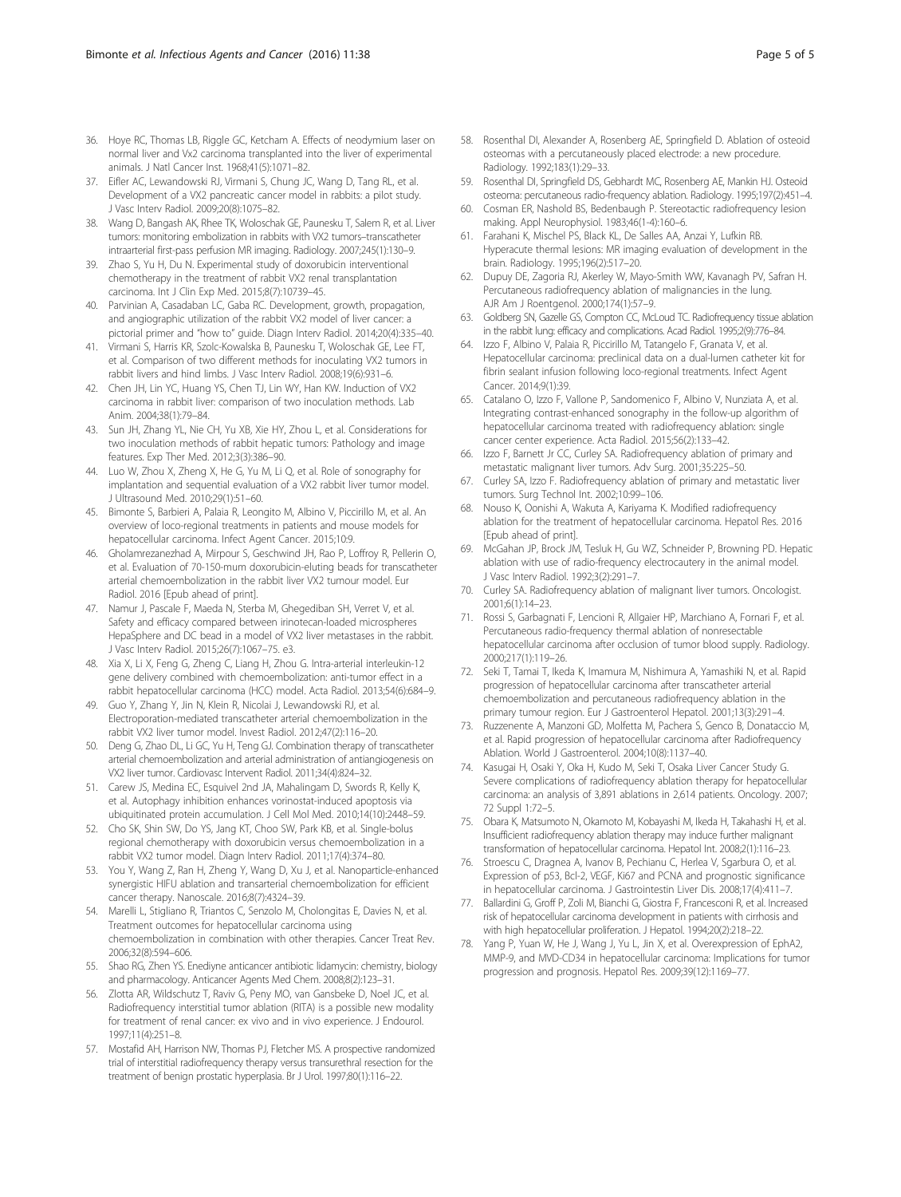36. Hoye RC, Thomas LB, Riggle GC, Ketcham A. Effects of neodymium laser on normal liver and Vx2 carcinoma transplanted into the liver of experimental animals. J Natl Cancer Inst. 1968;41(5):1071–82.
37. Eifler AC, Lewandowski RJ, Virmani S, Chung JC, Wang D, Tang RL, et al. Development of a VX2 pancreatic cancer model in rabbits: a pilot study. J Vasc Interv Radiol. 2009;20(8):1075–82.
38. Wang D, Bangash AK, Rhee TK, Woloschak GE, Paunesku T, Salem R, et al. Liver tumors: monitoring embolization in rabbits with VX2 tumors–transcatheter intraarterial first-pass perfusion MR imaging. Radiology. 2007;245(1):130–9.
39. Zhao S, Yu H, Du N. Experimental study of doxorubicin interventional chemotherapy in the treatment of rabbit VX2 renal transplantation carcinoma. Int J Clin Exp Med. 2015;8(7):10739–45.
40. Parvinian A, Casadaban LC, Gaba RC. Development, growth, propagation, and angiographic utilization of the rabbit VX2 model of liver cancer: a pictorial primer and "how to" guide. Diagn Interv Radiol. 2014;20(4):335–40.
41. Virmani S, Harris KR, Szolc-Kowalska B, Paunesku T, Woloschak GE, Lee FT, et al. Comparison of two different methods for inoculating VX2 tumors in rabbit livers and hind limbs. J Vasc Interv Radiol. 2008;19(6):931–6.
42. Chen JH, Lin YC, Huang YS, Chen TJ, Lin WY, Han KW. Induction of VX2 carcinoma in rabbit liver: comparison of two inoculation methods. Lab Anim. 2004;38(1):79–84.
43. Sun JH, Zhang YL, Nie CH, Yu XB, Xie HY, Zhou L, et al. Considerations for two inoculation methods of rabbit hepatic tumors: Pathology and image features. Exp Ther Med. 2012;3(3):386–90.
44. Luo W, Zhou X, Zheng X, He G, Yu M, Li Q, et al. Role of sonography for implantation and sequential evaluation of a VX2 rabbit liver tumor model. J Ultrasound Med. 2010;29(1):51–60.
45. Bimonte S, Barbieri A, Palaia R, Leongito M, Albino V, Piccirillo M, et al. An overview of loco-regional treatments in patients and mouse models for hepatocellular carcinoma. Infect Agent Cancer. 2015;10:9.
46. Gholamrezanezhad A, Mirpour S, Geschwind JH, Rao P, Loffroy R, Pellerin O, et al. Evaluation of 70-150-mum doxorubicin-eluting beads for transcatheter arterial chemoembolization in the rabbit liver VX2 tumour model. Eur Radiol. 2016 [Epub ahead of print].
47. Namur J, Pascale F, Maeda N, Sterba M, Ghegediban SH, Verret V, et al. Safety and efficacy compared between irinotecan-loaded microspheres HepaSphere and DC bead in a model of VX2 liver metastases in the rabbit. J Vasc Interv Radiol. 2015;26(7):1067–75. e3.
48. Xia X, Li X, Feng G, Zheng C, Liang H, Zhou G. Intra-arterial interleukin-12 gene delivery combined with chemoembolization: anti-tumor effect in a rabbit hepatocellular carcinoma (HCC) model. Acta Radiol. 2013;54(6):684–9.
49. Guo Y, Zhang Y, Jin N, Klein R, Nicolai J, Lewandowski RJ, et al. Electroporation-mediated transcatheter arterial chemoembolization in the rabbit VX2 liver tumor model. Invest Radiol. 2012;47(2):116–20.
50. Deng G, Zhao DL, Li GC, Yu H, Teng GJ. Combination therapy of transcatheter arterial chemoembolization and arterial administration of antiangiogenesis on VX2 liver tumor. Cardiovasc Intervent Radiol. 2011;34(4):824–32.
51. Carew JS, Medina EC, Esquivel 2nd JA, Mahalingam D, Swords R, Kelly K, et al. Autophagy inhibition enhances vorinostat-induced apoptosis via ubiquitinated protein accumulation. J Cell Mol Med. 2010;14(10):2448–59.
52. Cho SK, Shin SW, Do YS, Jang KT, Choo SW, Park KB, et al. Single-bolus regional chemotherapy with doxorubicin versus chemoembolization in a rabbit VX2 tumor model. Diagn Interv Radiol. 2011;17(4):374–80.
53. You Y, Wang Z, Ran H, Zheng Y, Wang D, Xu J, et al. Nanoparticle-enhanced synergistic HIFU ablation and transarterial chemoembolization for efficient cancer therapy. Nanoscale. 2016;8(7):4324–39.
54. Marelli L, Stigliano R, Triantos C, Senzolo M, Cholongitas E, Davies N, et al. Treatment outcomes for hepatocellular carcinoma using chemoembolization in combination with other therapies. Cancer Treat Rev. 2006;32(8):594–606.
55. Shao RG, Zhen YS. Enediyne anticancer antibiotic lidamycin: chemistry, biology and pharmacology. Anticancer Agents Med Chem. 2008;8(2):123–31.
56. Zlotta AR, Wildschutz T, Raviv G, Peny MO, van Gansbeke D, Noel JC, et al. Radiofrequency interstitial tumor ablation (RITA) is a possible new modality for treatment of renal cancer: ex vivo and in vivo experience. J Endourol. 1997;11(4):251–8.
57. Mostafid AH, Harrison NW, Thomas PJ, Fletcher MS. A prospective randomized trial of interstitial radiofrequency therapy versus transurethral resection for the treatment of benign prostatic hyperplasia. Br J Urol. 1997;80(1):116–22.
58. Rosenthal DI, Alexander A, Rosenberg AE, Springfield D. Ablation of osteoid osteomas with a percutaneously placed electrode: a new procedure. Radiology. 1992;183(1):29–33.
59. Rosenthal DI, Springfield DS, Gebhardt MC, Rosenberg AE, Mankin HJ. Osteoid osteoma: percutaneous radio-frequency ablation. Radiology. 1995;197(2):451–4.
60. Cosman ER, Nashold BS, Bedenbaugh P. Stereotactic radiofrequency lesion making. Appl Neurophysiol. 1983;46(1-4):160–6.
61. Farahani K, Mischel PS, Black KL, De Salles AA, Anzai Y, Lufkin RB. Hyperacute thermal lesions: MR imaging evaluation of development in the brain. Radiology. 1995;196(2):517–20.
62. Dupuy DE, Zagoria RJ, Akerley W, Mayo-Smith WW, Kavanagh PV, Safran H. Percutaneous radiofrequency ablation of malignancies in the lung. AJR Am J Roentgenol. 2000;174(1):57–9.
63. Goldberg SN, Gazelle GS, Compton CC, McLoud TC. Radiofrequency tissue ablation in the rabbit lung: efficacy and complications. Acad Radiol. 1995;2(9):776–84.
64. Izzo F, Albino V, Palaia R, Piccirillo M, Tatangelo F, Granata V, et al. Hepatocellular carcinoma: preclinical data on a dual-lumen catheter kit for fibrin sealant infusion following loco-regional treatments. Infect Agent Cancer. 2014;9(1):39.
65. Catalano O, Izzo F, Vallone P, Sandomenico F, Albino V, Nunziata A, et al. Integrating contrast-enhanced sonography in the follow-up algorithm of hepatocellular carcinoma treated with radiofrequency ablation: single cancer center experience. Acta Radiol. 2015;56(2):133–42.
66. Izzo F, Barnett Jr CC, Curley SA. Radiofrequency ablation of primary and metastatic malignant liver tumors. Adv Surg. 2001;35:225–50.
67. Curley SA, Izzo F. Radiofrequency ablation of primary and metastatic liver tumors. Surg Technol Int. 2002;10:99–106.
68. Nouso K, Oonishi A, Wakuta A, Kariyama K. Modified radiofrequency ablation for the treatment of hepatocellular carcinoma. Hepatol Res. 2016 [Epub ahead of print].
69. McGahan JP, Brock JM, Tesluk H, Gu WZ, Schneider P, Browning PD. Hepatic ablation with use of radio-frequency electrocautery in the animal model. J Vasc Interv Radiol. 1992;3(2):291–7.
70. Curley SA. Radiofrequency ablation of malignant liver tumors. Oncologist. 2001;6(1):14–23.
71. Rossi S, Garbagnati F, Lencioni R, Allgaier HP, Marchiano A, Fornari F, et al. Percutaneous radio-frequency thermal ablation of nonresectable hepatocellular carcinoma after occlusion of tumor blood supply. Radiology. 2000;217(1):119–26.
72. Seki T, Tamai T, Ikeda K, Imamura M, Nishimura A, Yamashiki N, et al. Rapid progression of hepatocellular carcinoma after transcatheter arterial chemoembolization and percutaneous radiofrequency ablation in the primary tumour region. Eur J Gastroenterol Hepatol. 2001;13(3):291–4.
73. Ruzzenente A, Manzoni GD, Molfetta M, Pachera S, Genco B, Donataccio M, et al. Rapid progression of hepatocellular carcinoma after Radiofrequency Ablation. World J Gastroenterol. 2004;10(8):1137–40.
74. Kasugai H, Osaki Y, Oka H, Kudo M, Seki T, Osaka Liver Cancer Study G. Severe complications of radiofrequency ablation therapy for hepatocellular carcinoma: an analysis of 3,891 ablations in 2,614 patients. Oncology. 2007; 72 Suppl 1:72–5.
75. Obara K, Matsumoto N, Okamoto M, Kobayashi M, Ikeda H, Takahashi H, et al. Insufficient radiofrequency ablation therapy may induce further malignant transformation of hepatocellular carcinoma. Hepatol Int. 2008;2(1):116–23.
76. Stroescu C, Dragnea A, Ivanov B, Pechianu C, Herlea V, Sgarbura O, et al. Expression of p53, Bcl-2, VEGF, Ki67 and PCNA and prognostic significance in hepatocellular carcinoma. J Gastrointestin Liver Dis. 2008;17(4):411–7.
77. Ballardini G, Groff P, Zoli M, Bianchi G, Giostra F, Francesconi R, et al. Increased risk of hepatocellular carcinoma development in patients with cirrhosis and with high hepatocellular proliferation. J Hepatol. 1994;20(2):218–22.
78. Yang P, Yuan W, He J, Wang J, Yu L, Jin X, et al. Overexpression of EphA2, MMP-9, and MVD-CD34 in hepatocellular carcinoma: Implications for tumor progression and prognosis. Hepatol Res. 2009;39(12):1169–77.